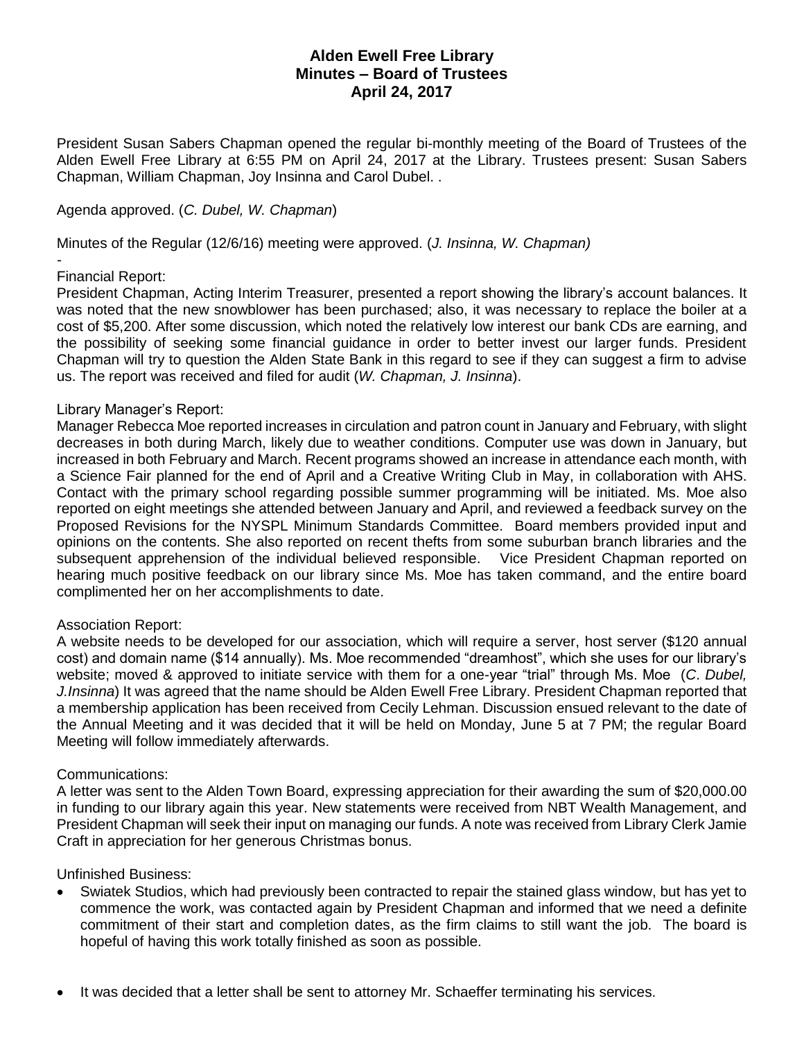# Alden Ewell Free Library
## Minutes – Board of Trustees
### April 24, 2017

President Susan Sabers Chapman opened the regular bi-monthly meeting of the Board of Trustees of the Alden Ewell Free Library at 6:55 PM on April 24, 2017 at the Library. Trustees present: Susan Sabers Chapman, William Chapman, Joy Insinna and Carol Dubel. .

Agenda approved. (*C. Dubel, W. Chapman*)

Minutes of the Regular (12/6/16) meeting were approved. (*J. Insinna, W. Chapman)*

-

Financial Report:
President Chapman, Acting Interim Treasurer, presented a report showing the library's account balances. It was noted that the new snowblower has been purchased; also, it was necessary to replace the boiler at a cost of $5,200. After some discussion, which noted the relatively low interest our bank CDs are earning, and the possibility of seeking some financial guidance in order to better invest our larger funds. President Chapman will try to question the Alden State Bank in this regard to see if they can suggest a firm to advise us. The report was received and filed for audit (*W. Chapman, J. Insinna*).

Library Manager's Report:
Manager Rebecca Moe reported increases in circulation and patron count in January and February, with slight decreases in both during March, likely due to weather conditions. Computer use was down in January, but increased in both February and March. Recent programs showed an increase in attendance each month, with a Science Fair planned for the end of April and a Creative Writing Club in May, in collaboration with AHS. Contact with the primary school regarding possible summer programming will be initiated. Ms. Moe also reported on eight meetings she attended between January and April, and reviewed a feedback survey on the Proposed Revisions for the NYSPL Minimum Standards Committee. Board members provided input and opinions on the contents. She also reported on recent thefts from some suburban branch libraries and the subsequent apprehension of the individual believed responsible. Vice President Chapman reported on hearing much positive feedback on our library since Ms. Moe has taken command, and the entire board complimented her on her accomplishments to date.

Association Report:
A website needs to be developed for our association, which will require a server, host server ($120 annual cost) and domain name ($14 annually). Ms. Moe recommended "dreamhost", which she uses for our library's website; moved & approved to initiate service with them for a one-year "trial" through Ms. Moe (*C. Dubel, J.Insinna*) It was agreed that the name should be Alden Ewell Free Library. President Chapman reported that a membership application has been received from Cecily Lehman. Discussion ensued relevant to the date of the Annual Meeting and it was decided that it will be held on Monday, June 5 at 7 PM; the regular Board Meeting will follow immediately afterwards.

Communications:
A letter was sent to the Alden Town Board, expressing appreciation for their awarding the sum of $20,000.00 in funding to our library again this year. New statements were received from NBT Wealth Management, and President Chapman will seek their input on managing our funds. A note was received from Library Clerk Jamie Craft in appreciation for her generous Christmas bonus.

Unfinished Business:

- Swiatek Studios, which had previously been contracted to repair the stained glass window, but has yet to commence the work, was contacted again by President Chapman and informed that we need a definite commitment of their start and completion dates, as the firm claims to still want the job. The board is hopeful of having this work totally finished as soon as possible.

- It was decided that a letter shall be sent to attorney Mr. Schaeffer terminating his services.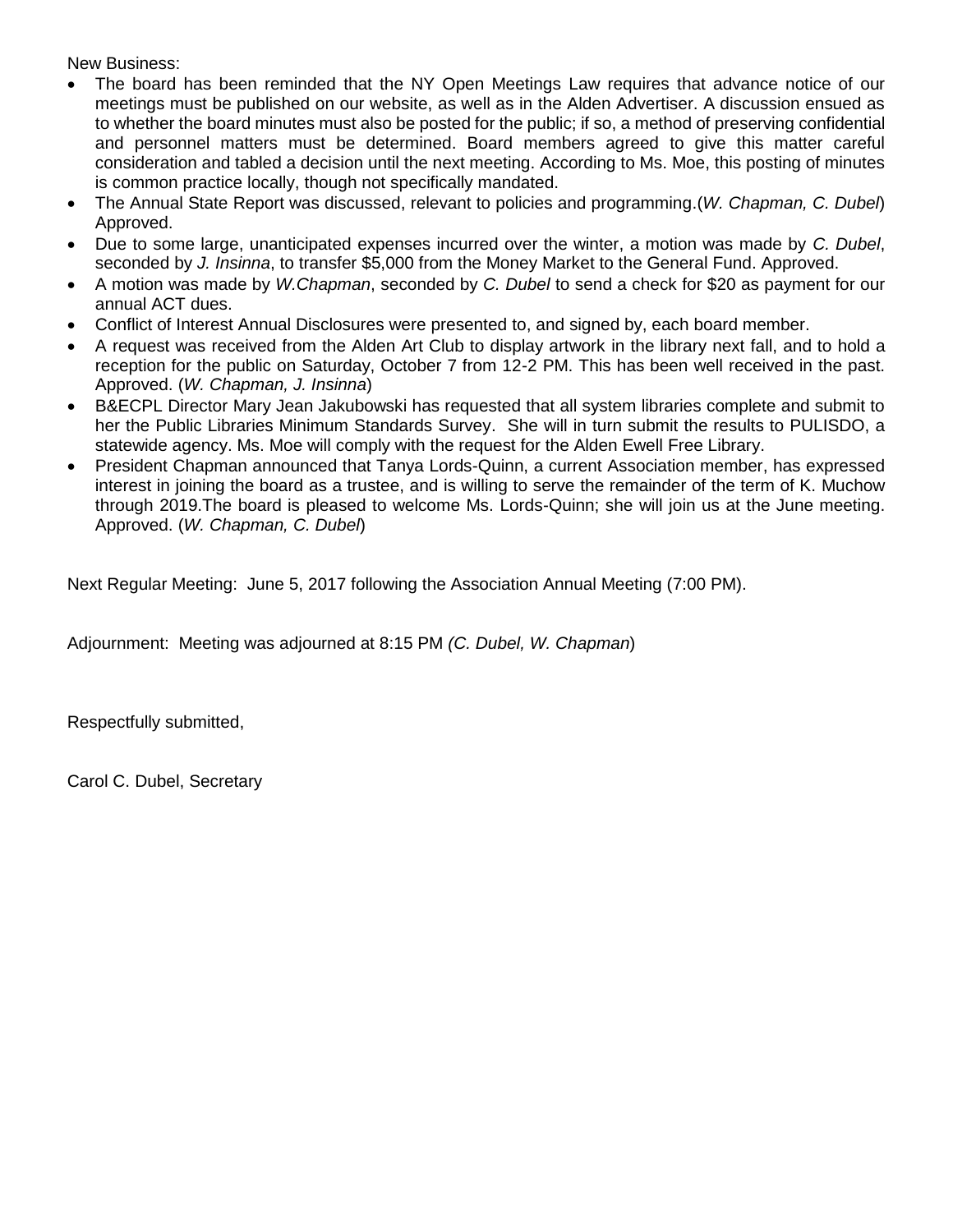New Business:

- The board has been reminded that the NY Open Meetings Law requires that advance notice of our meetings must be published on our website, as well as in the Alden Advertiser. A discussion ensued as to whether the board minutes must also be posted for the public; if so, a method of preserving confidential and personnel matters must be determined. Board members agreed to give this matter careful consideration and tabled a decision until the next meeting. According to Ms. Moe, this posting of minutes is common practice locally, though not specifically mandated.
- The Annual State Report was discussed, relevant to policies and programming.(*W. Chapman, C. Dubel*) Approved.
- Due to some large, unanticipated expenses incurred over the winter, a motion was made by *C. Dubel*, seconded by *J. Insinna*, to transfer $5,000 from the Money Market to the General Fund. Approved.
- A motion was made by *W.Chapman*, seconded by *C. Dubel* to send a check for $20 as payment for our annual ACT dues.
- Conflict of Interest Annual Disclosures were presented to, and signed by, each board member.
- A request was received from the Alden Art Club to display artwork in the library next fall, and to hold a reception for the public on Saturday, October 7 from 12-2 PM. This has been well received in the past. Approved. (*W. Chapman, J. Insinna*)
- B&ECPL Director Mary Jean Jakubowski has requested that all system libraries complete and submit to her the Public Libraries Minimum Standards Survey. She will in turn submit the results to PULISDO, a statewide agency. Ms. Moe will comply with the request for the Alden Ewell Free Library.
- President Chapman announced that Tanya Lords-Quinn, a current Association member, has expressed interest in joining the board as a trustee, and is willing to serve the remainder of the term of K. Muchow through 2019.The board is pleased to welcome Ms. Lords-Quinn; she will join us at the June meeting. Approved. (*W. Chapman, C. Dubel*)

Next Regular Meeting: June 5, 2017 following the Association Annual Meeting (7:00 PM).

Adjournment: Meeting was adjourned at 8:15 PM *(C. Dubel, W. Chapman*)

Respectfully submitted,

Carol C. Dubel, Secretary